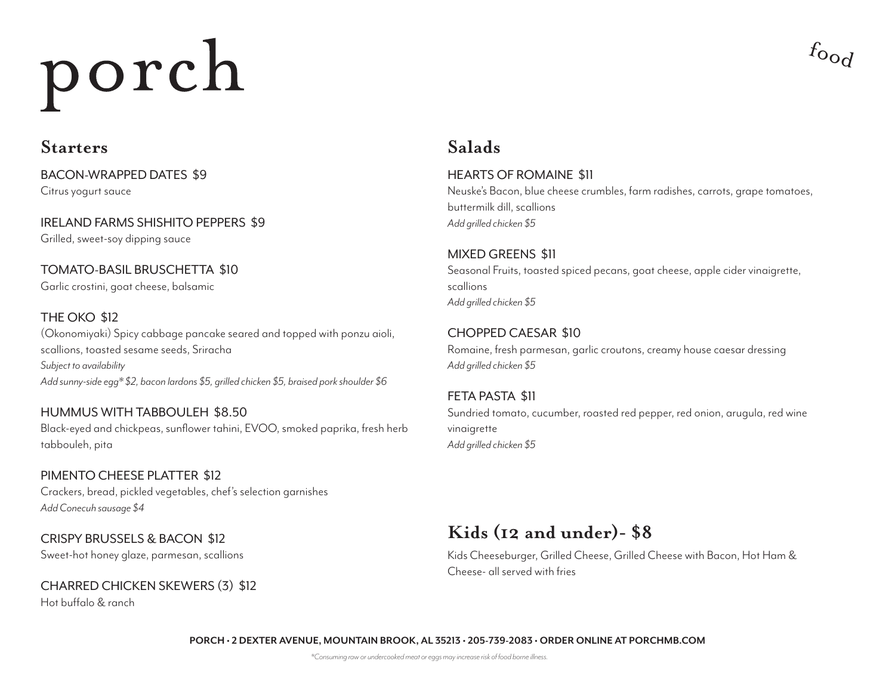# porch

*food*

## Starters

BACON-WRAPPED DATES $9
Citrus yogurt sauce

IRELAND FARMS SHISHITO PEPPERS $9
Grilled, sweet-soy dipping sauce

TOMATO-BASIL BRUSCHETTA $10
Garlic crostini, goat cheese, balsamic

THE OKO $12
(Okonomiyaki) Spicy cabbage pancake seared and topped with ponzu aioli, scallions, toasted sesame seeds, Sriracha
*Subject to availability*
*Add sunny-side egg* $2, bacon lardons $5, grilled chicken $5, braised pork shoulder $6*

HUMMUS WITH TABBOULEH $8.50
Black-eyed and chickpeas, sunflower tahini, EVOO, smoked paprika, fresh herb tabbouleh, pita

PIMENTO CHEESE PLATTER $12
Crackers, bread, pickled vegetables, chef's selection garnishes
*Add Conecuh sausage $4*

CRISPY BRUSSELS & BACON $12
Sweet-hot honey glaze, parmesan, scallions

CHARRED CHICKEN SKEWERS (3) $12
Hot buffalo & ranch

## Salads

HEARTS OF ROMAINE $11
Neuske's Bacon, blue cheese crumbles, farm radishes, carrots, grape tomatoes, buttermilk dill, scallions
*Add grilled chicken $5*

MIXED GREENS $11
Seasonal Fruits, toasted spiced pecans, goat cheese, apple cider vinaigrette, scallions
*Add grilled chicken $5*

CHOPPED CAESAR $10
Romaine, fresh parmesan, garlic croutons, creamy house caesar dressing
*Add grilled chicken $5*

FETA PASTA $11
Sundried tomato, cucumber, roasted red pepper, red onion, arugula, red wine vinaigrette
*Add grilled chicken $5*

## Kids (12 and under)- $8

Kids Cheeseburger, Grilled Cheese, Grilled Cheese with Bacon, Hot Ham & Cheese- all served with fries

**PORCH • 2 DEXTER AVENUE, MOUNTAIN BROOK, AL 35213 • 205-739-2083 • ORDER ONLINE AT PORCHMB.COM**

*\*Consuming raw or undercooked meat or eggs may increase risk of food borne illness.*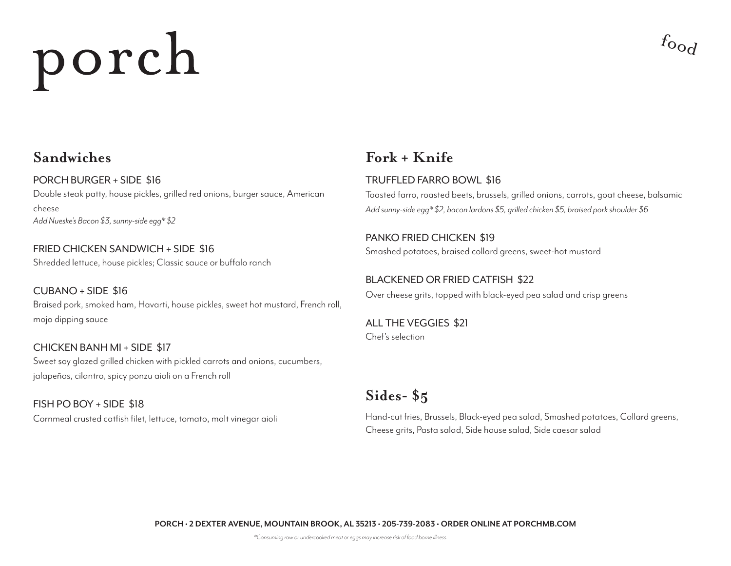# porch

*food*

## Sandwiches

PORCH BURGER + SIDE $16
Double steak patty, house pickles, grilled red onions, burger sauce, American cheese
*Add Nueske's Bacon $3, sunny-side egg* $2*

FRIED CHICKEN SANDWICH + SIDE $16
Shredded lettuce, house pickles; Classic sauce or buffalo ranch

CUBANO + SIDE $16
Braised pork, smoked ham, Havarti, house pickles, sweet hot mustard, French roll, mojo dipping sauce

CHICKEN BANH MI + SIDE $17
Sweet soy glazed grilled chicken with pickled carrots and onions, cucumbers, jalapeños, cilantro, spicy ponzu aioli on a French roll

FISH PO BOY + SIDE $18
Cornmeal crusted catfish filet, lettuce, tomato, malt vinegar aioli

## Fork + Knife

TRUFFLED FARRO BOWL $16
Toasted farro, roasted beets, brussels, grilled onions, carrots, goat cheese, balsamic
*Add sunny-side egg* $2, bacon lardons $5, grilled chicken $5, braised pork shoulder $6*

PANKO FRIED CHICKEN $19
Smashed potatoes, braised collard greens, sweet-hot mustard

BLACKENED OR FRIED CATFISH $22
Over cheese grits, topped with black-eyed pea salad and crisp greens

ALL THE VEGGIES $21
Chef's selection

## Sides- $5

Hand-cut fries, Brussels, Black-eyed pea salad, Smashed potatoes, Collard greens, Cheese grits, Pasta salad, Side house salad, Side caesar salad

**PORCH • 2 DEXTER AVENUE, MOUNTAIN BROOK, AL 35213 • 205-739-2083 • ORDER ONLINE AT PORCHMB.COM**

*\*Consuming raw or undercooked meat or eggs may increase risk of food borne illness.*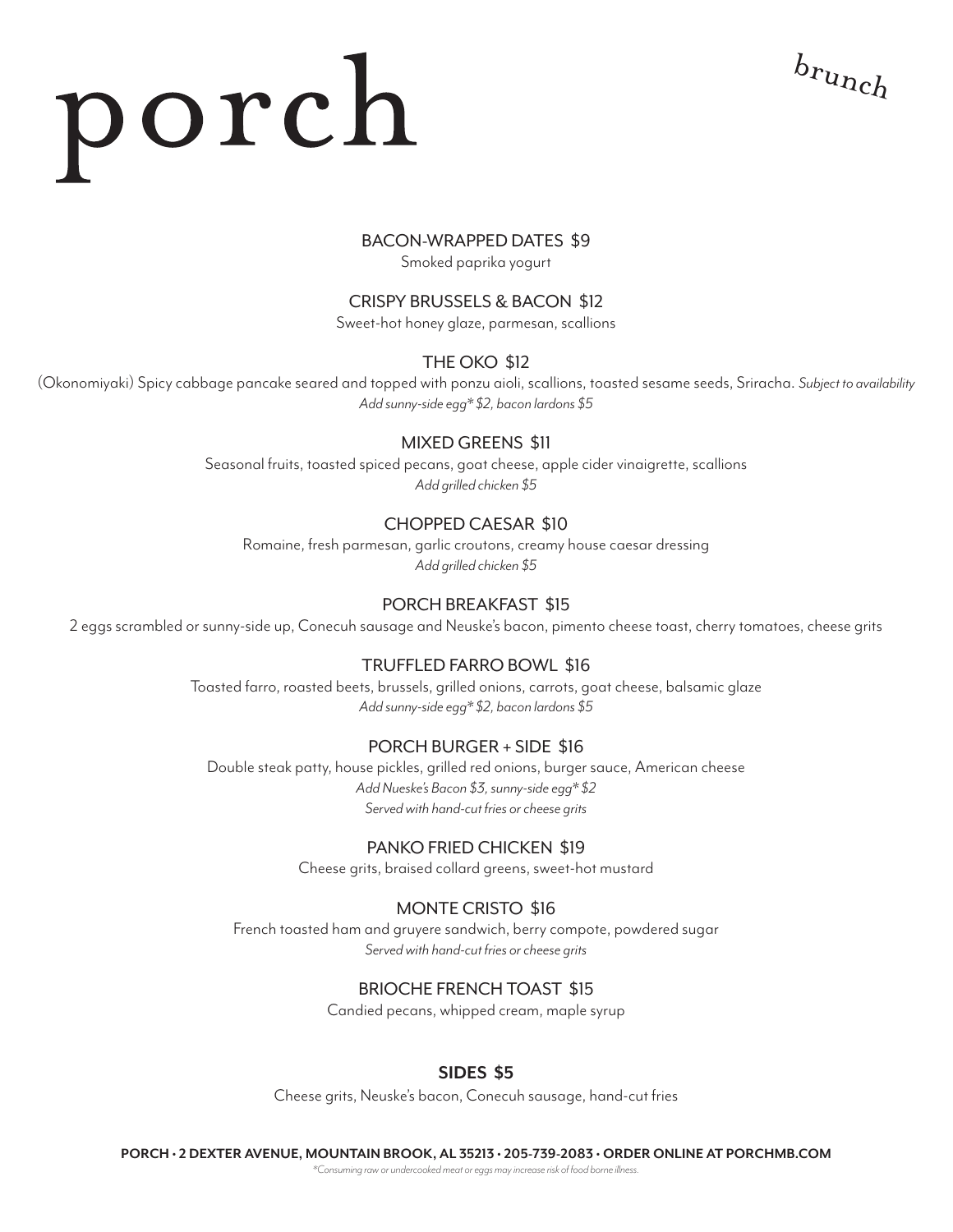# porch

*brunch*

**BACON-WRAPPED DATES $9**
Smoked paprika yogurt

**CRISPY BRUSSELS & BACON $12**
Sweet-hot honey glaze, parmesan, scallions

**THE OKO $12**
(Okonomiyaki) Spicy cabbage pancake seared and topped with ponzu aioli, scallions, toasted sesame seeds, Sriracha. *Subject to availability*
*Add sunny-side egg* $2, bacon lardons $5*

**MIXED GREENS $11**
Seasonal fruits, toasted spiced pecans, goat cheese, apple cider vinaigrette, scallions
*Add grilled chicken $5*

**CHOPPED CAESAR $10**
Romaine, fresh parmesan, garlic croutons, creamy house caesar dressing
*Add grilled chicken $5*

**PORCH BREAKFAST $15**
2 eggs scrambled or sunny-side up, Conecuh sausage and Neuske's bacon, pimento cheese toast, cherry tomatoes, cheese grits

**TRUFFLED FARRO BOWL $16**
Toasted farro, roasted beets, brussels, grilled onions, carrots, goat cheese, balsamic glaze
*Add sunny-side egg* $2, bacon lardons $5*

**PORCH BURGER + SIDE $16**
Double steak patty, house pickles, grilled red onions, burger sauce, American cheese
*Add Nueske's Bacon $3, sunny-side egg* $2*
*Served with hand-cut fries or cheese grits*

**PANKO FRIED CHICKEN $19**
Cheese grits, braised collard greens, sweet-hot mustard

**MONTE CRISTO $16**
French toasted ham and gruyere sandwich, berry compote, powdered sugar
*Served with hand-cut fries or cheese grits*

**BRIOCHE FRENCH TOAST $15**
Candied pecans, whipped cream, maple syrup

**SIDES $5**
Cheese grits, Neuske's bacon, Conecuh sausage, hand-cut fries

**PORCH • 2 DEXTER AVENUE, MOUNTAIN BROOK, AL 35213 • 205-739-2083 • ORDER ONLINE AT PORCHMB.COM**

*\*Consuming raw or undercooked meat or eggs may increase risk of food borne illness.*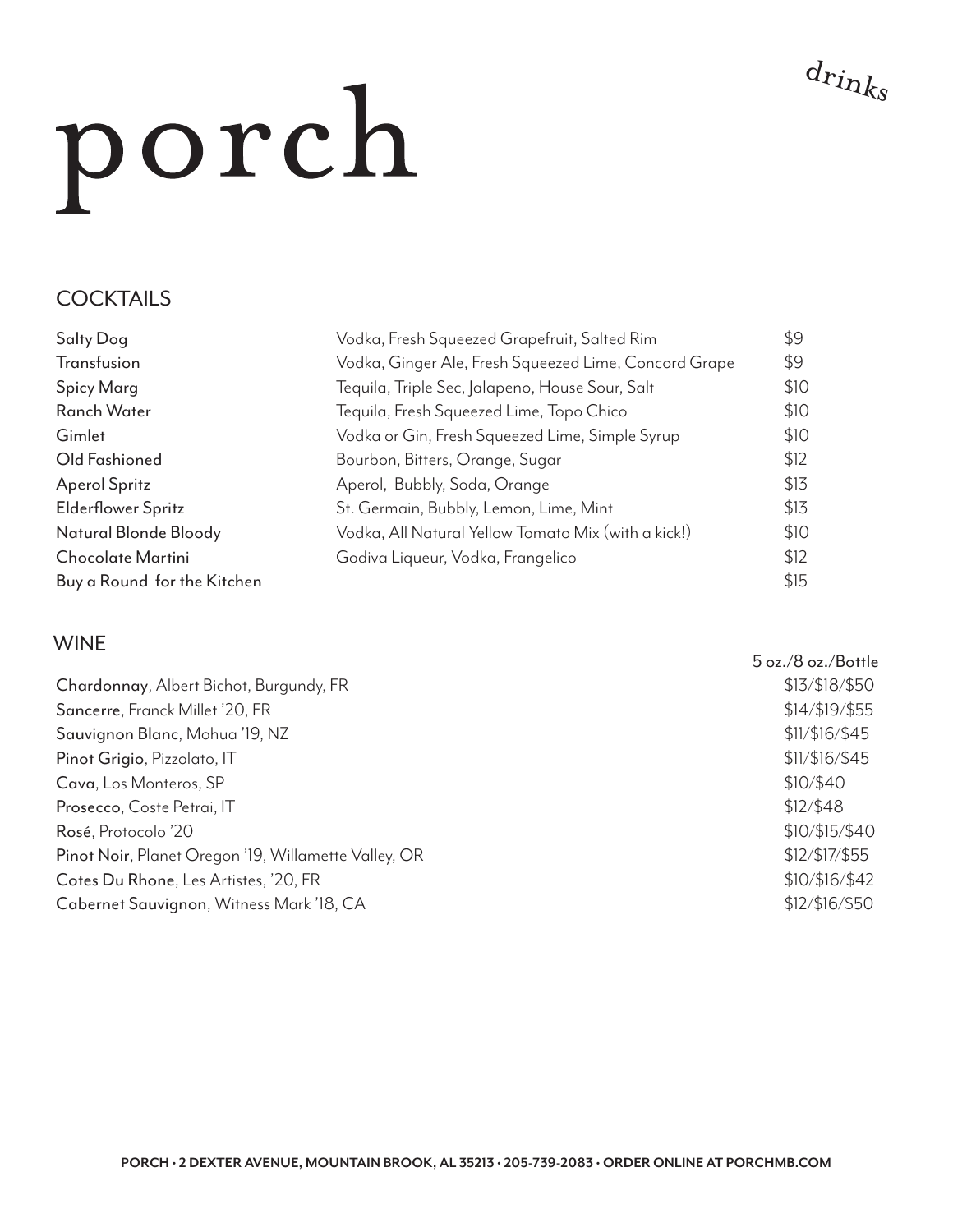# porch

drinks

## COCKTAILS

| | | |
|---|---|---|
| Salty Dog | Vodka, Fresh Squeezed Grapefruit, Salted Rim | $9 |
| Transfusion | Vodka, Ginger Ale, Fresh Squeezed Lime, Concord Grape | $9 |
| Spicy Marg | Tequila, Triple Sec, Jalapeno, House Sour, Salt | $10 |
| Ranch Water | Tequila, Fresh Squeezed Lime, Topo Chico | $10 |
| Gimlet | Vodka or Gin, Fresh Squeezed Lime, Simple Syrup | $10 |
| Old Fashioned | Bourbon, Bitters, Orange, Sugar | $12 |
| Aperol Spritz | Aperol, Bubbly, Soda, Orange | $13 |
| Elderflower Spritz | St. Germain, Bubbly, Lemon, Lime, Mint | $13 |
| Natural Blonde Bloody | Vodka, All Natural Yellow Tomato Mix (with a kick!) | $10 |
| Chocolate Martini | Godiva Liqueur, Vodka, Frangelico | $12 |
| Buy a Round for the Kitchen | | $15 |

## WINE

| | 5 oz./8 oz./Bottle |
|---|---|
| **Chardonnay**, Albert Bichot, Burgundy, FR | $13/$18/$50 |
| **Sancerre**, Franck Millet '20, FR | $14/$19/$55 |
| **Sauvignon Blanc**, Mohua '19, NZ | $11/$16/$45 |
| **Pinot Grigio**, Pizzolato, IT | $11/$16/$45 |
| **Cava**, Los Monteros, SP | $10/$40 |
| **Prosecco**, Coste Petrai, IT | $12/$48 |
| **Rosé**, Protocolo '20 | $10/$15/$40 |
| **Pinot Noir**, Planet Oregon '19, Willamette Valley, OR | $12/$17/$55 |
| **Cotes Du Rhone**, Les Artistes, '20, FR | $10/$16/$42 |
| **Cabernet Sauvignon**, Witness Mark '18, CA | $12/$16/$50 |

**PORCH • 2 DEXTER AVENUE, MOUNTAIN BROOK, AL 35213 • 205-739-2083 • ORDER ONLINE AT PORCHMB.COM**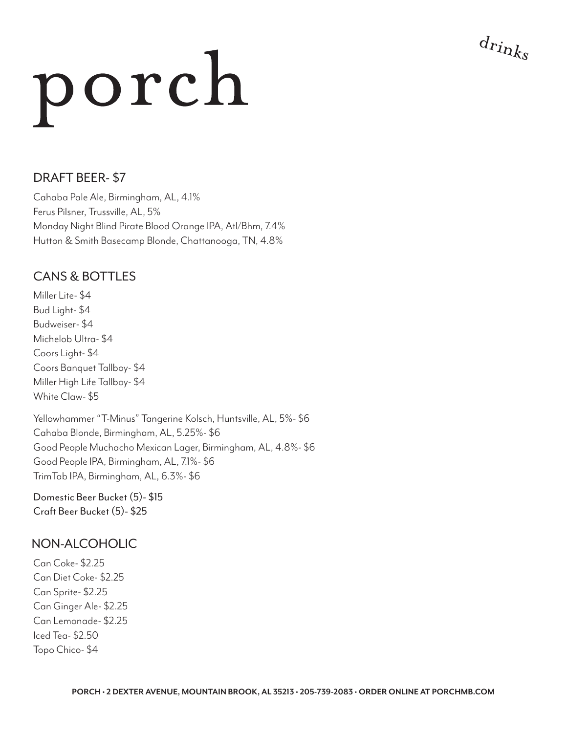drinks

# porch

## DRAFT BEER- $7

Cahaba Pale Ale, Birmingham, AL, 4.1%
Ferus Pilsner, Trussville, AL, 5%
Monday Night Blind Pirate Blood Orange IPA, Atl/Bhm, 7.4%
Hutton & Smith Basecamp Blonde, Chattanooga, TN, 4.8%

## CANS & BOTTLES

Miller Lite- $4
Bud Light- $4
Budweiser- $4
Michelob Ultra- $4
Coors Light- $4
Coors Banquet Tallboy- $4
Miller High Life Tallboy- $4
White Claw- $5

Yellowhammer "T-Minus" Tangerine Kolsch, Huntsville, AL, 5%- $6
Cahaba Blonde, Birmingham, AL, 5.25%- $6
Good People Muchacho Mexican Lager, Birmingham, AL, 4.8%- $6
Good People IPA, Birmingham, AL, 7.1%- $6
TrimTab IPA, Birmingham, AL, 6.3%- $6

Domestic Beer Bucket (5)- $15
Craft Beer Bucket (5)- $25

## NON-ALCOHOLIC

Can Coke- $2.25
Can Diet Coke- $2.25
Can Sprite- $2.25
Can Ginger Ale- $2.25
Can Lemonade- $2.25
Iced Tea- $2.50
Topo Chico- $4

**PORCH • 2 DEXTER AVENUE, MOUNTAIN BROOK, AL 35213 • 205-739-2083 • ORDER ONLINE AT PORCHMB.COM**